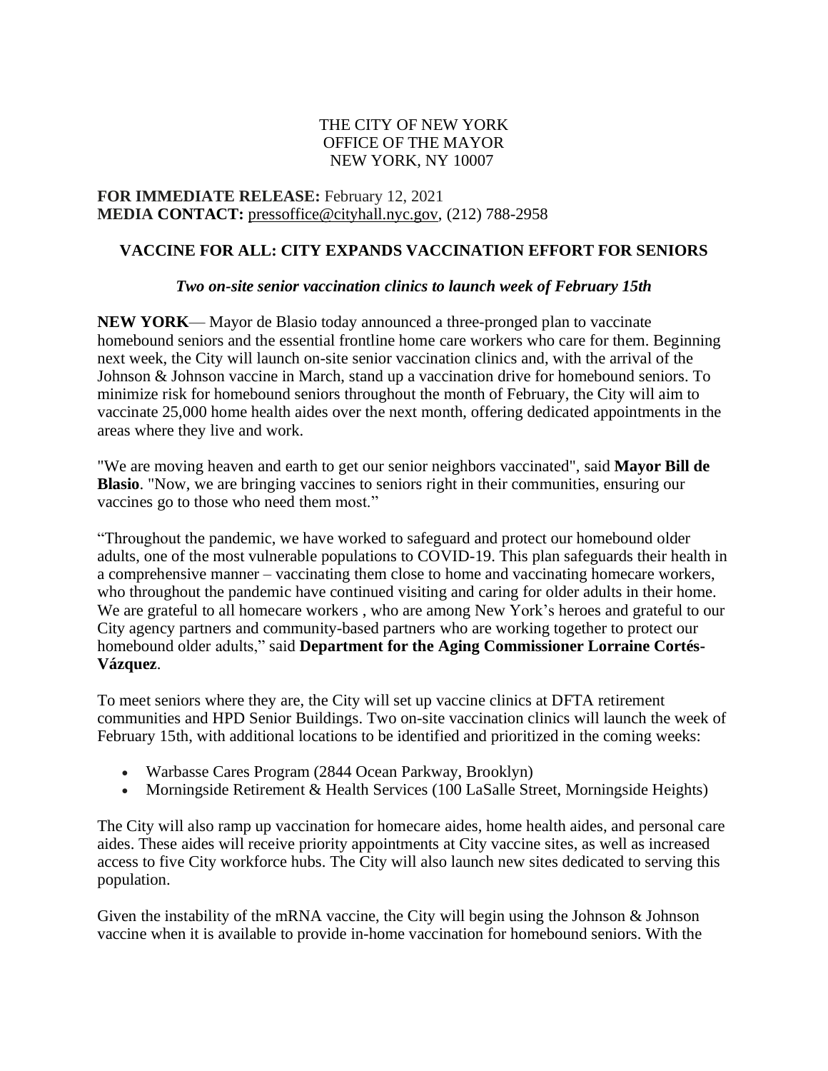THE CITY OF NEW YORK
OFFICE OF THE MAYOR
NEW YORK, NY 10007

**FOR IMMEDIATE RELEASE:** February 12, 2021
**MEDIA CONTACT:** pressoffice@cityhall.nyc.gov, (212) 788-2958

# VACCINE FOR ALL: CITY EXPANDS VACCINATION EFFORT FOR SENIORS

***Two on-site senior vaccination clinics to launch week of February 15th***

**NEW YORK**— Mayor de Blasio today announced a three-pronged plan to vaccinate homebound seniors and the essential frontline home care workers who care for them. Beginning next week, the City will launch on-site senior vaccination clinics and, with the arrival of the Johnson & Johnson vaccine in March, stand up a vaccination drive for homebound seniors. To minimize risk for homebound seniors throughout the month of February, the City will aim to vaccinate 25,000 home health aides over the next month, offering dedicated appointments in the areas where they live and work.

"We are moving heaven and earth to get our senior neighbors vaccinated", said **Mayor Bill de Blasio**. "Now, we are bringing vaccines to seniors right in their communities, ensuring our vaccines go to those who need them most."

"Throughout the pandemic, we have worked to safeguard and protect our homebound older adults, one of the most vulnerable populations to COVID-19. This plan safeguards their health in a comprehensive manner – vaccinating them close to home and vaccinating homecare workers, who throughout the pandemic have continued visiting and caring for older adults in their home. We are grateful to all homecare workers , who are among New York's heroes and grateful to our City agency partners and community-based partners who are working together to protect our homebound older adults," said **Department for the Aging Commissioner Lorraine Cortés-Vázquez**.

To meet seniors where they are, the City will set up vaccine clinics at DFTA retirement communities and HPD Senior Buildings. Two on-site vaccination clinics will launch the week of February 15th, with additional locations to be identified and prioritized in the coming weeks:

- Warbasse Cares Program (2844 Ocean Parkway, Brooklyn)
- Morningside Retirement & Health Services (100 LaSalle Street, Morningside Heights)

The City will also ramp up vaccination for homecare aides, home health aides, and personal care aides. These aides will receive priority appointments at City vaccine sites, as well as increased access to five City workforce hubs. The City will also launch new sites dedicated to serving this population.

Given the instability of the mRNA vaccine, the City will begin using the Johnson & Johnson vaccine when it is available to provide in-home vaccination for homebound seniors. With the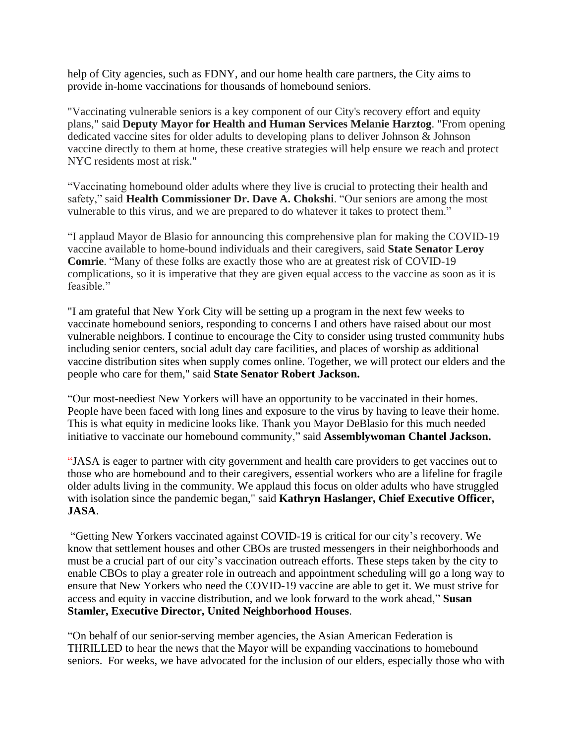help of City agencies, such as FDNY, and our home health care partners, the City aims to provide in-home vaccinations for thousands of homebound seniors.

"Vaccinating vulnerable seniors is a key component of our City's recovery effort and equity plans," said **Deputy Mayor for Health and Human Services Melanie Harztog**. "From opening dedicated vaccine sites for older adults to developing plans to deliver Johnson & Johnson vaccine directly to them at home, these creative strategies will help ensure we reach and protect NYC residents most at risk."

"Vaccinating homebound older adults where they live is crucial to protecting their health and safety," said **Health Commissioner Dr. Dave A. Chokshi**. "Our seniors are among the most vulnerable to this virus, and we are prepared to do whatever it takes to protect them."

"I applaud Mayor de Blasio for announcing this comprehensive plan for making the COVID-19 vaccine available to home-bound individuals and their caregivers, said **State Senator Leroy Comrie**. "Many of these folks are exactly those who are at greatest risk of COVID-19 complications, so it is imperative that they are given equal access to the vaccine as soon as it is feasible."

"I am grateful that New York City will be setting up a program in the next few weeks to vaccinate homebound seniors, responding to concerns I and others have raised about our most vulnerable neighbors. I continue to encourage the City to consider using trusted community hubs including senior centers, social adult day care facilities, and places of worship as additional vaccine distribution sites when supply comes online. Together, we will protect our elders and the people who care for them," said **State Senator Robert Jackson.**

"Our most-neediest New Yorkers will have an opportunity to be vaccinated in their homes. People have been faced with long lines and exposure to the virus by having to leave their home. This is what equity in medicine looks like. Thank you Mayor DeBlasio for this much needed initiative to vaccinate our homebound community," said **Assemblywoman Chantel Jackson.**

"JASA is eager to partner with city government and health care providers to get vaccines out to those who are homebound and to their caregivers, essential workers who are a lifeline for fragile older adults living in the community. We applaud this focus on older adults who have struggled with isolation since the pandemic began," said **Kathryn Haslanger, Chief Executive Officer, JASA**.

"Getting New Yorkers vaccinated against COVID-19 is critical for our city's recovery. We know that settlement houses and other CBOs are trusted messengers in their neighborhoods and must be a crucial part of our city's vaccination outreach efforts. These steps taken by the city to enable CBOs to play a greater role in outreach and appointment scheduling will go a long way to ensure that New Yorkers who need the COVID-19 vaccine are able to get it. We must strive for access and equity in vaccine distribution, and we look forward to the work ahead," **Susan Stamler, Executive Director, United Neighborhood Houses**.

"On behalf of our senior-serving member agencies, the Asian American Federation is THRILLED to hear the news that the Mayor will be expanding vaccinations to homebound seniors. For weeks, we have advocated for the inclusion of our elders, especially those who with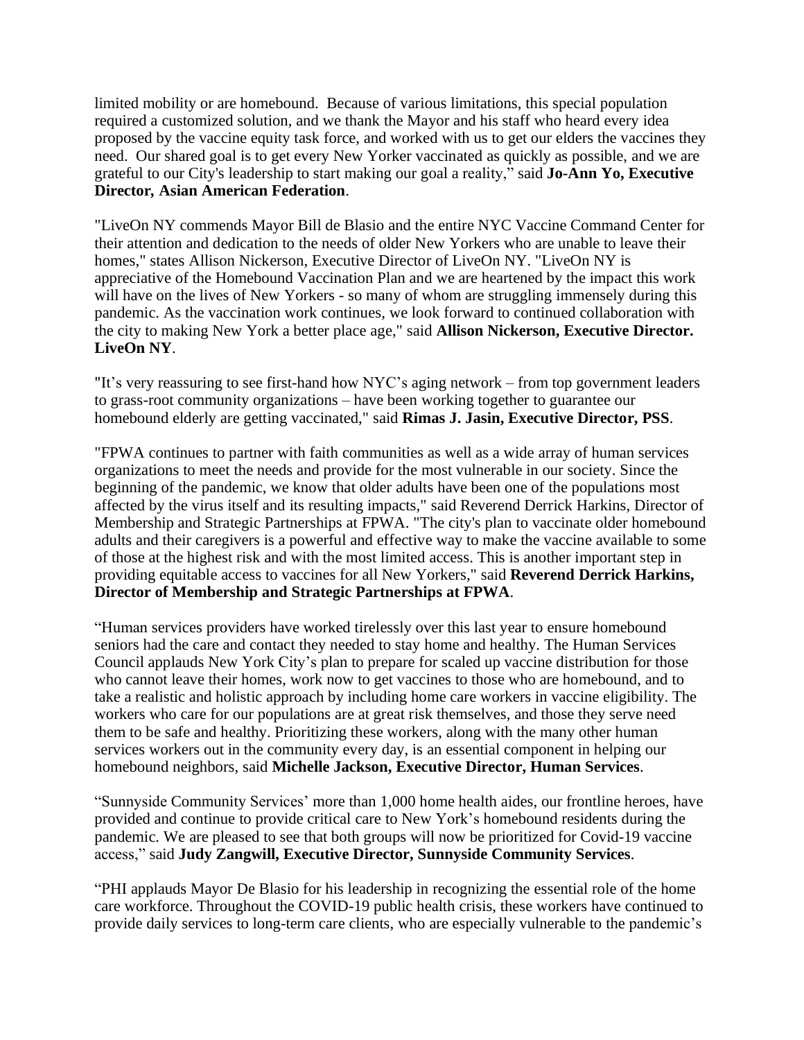limited mobility or are homebound. Because of various limitations, this special population required a customized solution, and we thank the Mayor and his staff who heard every idea proposed by the vaccine equity task force, and worked with us to get our elders the vaccines they need. Our shared goal is to get every New Yorker vaccinated as quickly as possible, and we are grateful to our City's leadership to start making our goal a reality," said **Jo-Ann Yo, Executive Director, Asian American Federation**.

"LiveOn NY commends Mayor Bill de Blasio and the entire NYC Vaccine Command Center for their attention and dedication to the needs of older New Yorkers who are unable to leave their homes," states Allison Nickerson, Executive Director of LiveOn NY. "LiveOn NY is appreciative of the Homebound Vaccination Plan and we are heartened by the impact this work will have on the lives of New Yorkers - so many of whom are struggling immensely during this pandemic. As the vaccination work continues, we look forward to continued collaboration with the city to making New York a better place age," said **Allison Nickerson, Executive Director. LiveOn NY**.

"It's very reassuring to see first-hand how NYC's aging network – from top government leaders to grass-root community organizations – have been working together to guarantee our homebound elderly are getting vaccinated," said **Rimas J. Jasin, Executive Director, PSS**.

"FPWA continues to partner with faith communities as well as a wide array of human services organizations to meet the needs and provide for the most vulnerable in our society. Since the beginning of the pandemic, we know that older adults have been one of the populations most affected by the virus itself and its resulting impacts," said Reverend Derrick Harkins, Director of Membership and Strategic Partnerships at FPWA. "The city's plan to vaccinate older homebound adults and their caregivers is a powerful and effective way to make the vaccine available to some of those at the highest risk and with the most limited access. This is another important step in providing equitable access to vaccines for all New Yorkers," said **Reverend Derrick Harkins, Director of Membership and Strategic Partnerships at FPWA**.

"Human services providers have worked tirelessly over this last year to ensure homebound seniors had the care and contact they needed to stay home and healthy. The Human Services Council applauds New York City's plan to prepare for scaled up vaccine distribution for those who cannot leave their homes, work now to get vaccines to those who are homebound, and to take a realistic and holistic approach by including home care workers in vaccine eligibility. The workers who care for our populations are at great risk themselves, and those they serve need them to be safe and healthy. Prioritizing these workers, along with the many other human services workers out in the community every day, is an essential component in helping our homebound neighbors, said **Michelle Jackson, Executive Director, Human Services**.

"Sunnyside Community Services' more than 1,000 home health aides, our frontline heroes, have provided and continue to provide critical care to New York's homebound residents during the pandemic. We are pleased to see that both groups will now be prioritized for Covid-19 vaccine access," said **Judy Zangwill, Executive Director, Sunnyside Community Services**.

"PHI applauds Mayor De Blasio for his leadership in recognizing the essential role of the home care workforce. Throughout the COVID-19 public health crisis, these workers have continued to provide daily services to long-term care clients, who are especially vulnerable to the pandemic's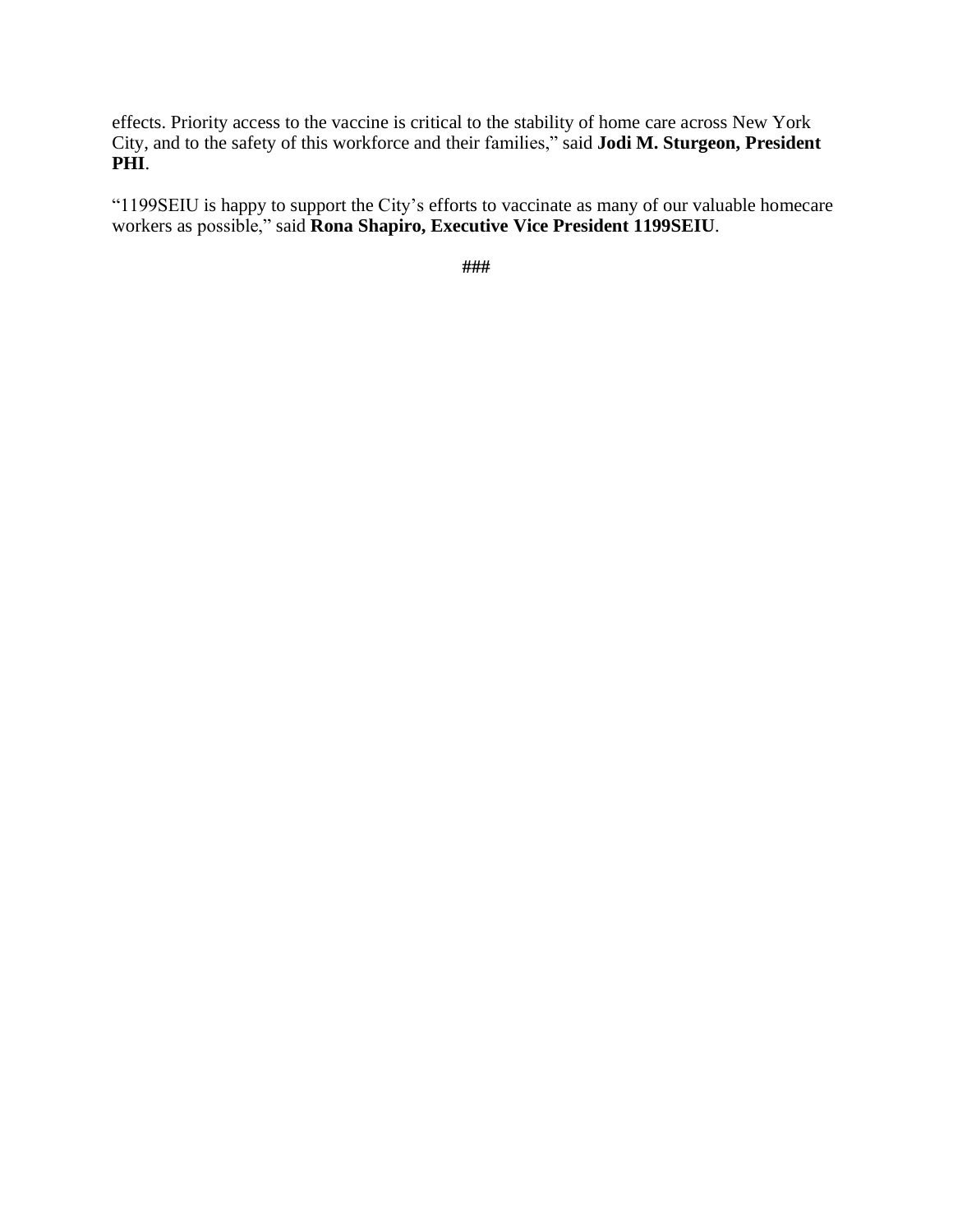effects. Priority access to the vaccine is critical to the stability of home care across New York City, and to the safety of this workforce and their families," said **Jodi M. Sturgeon, President PHI**.

"1199SEIU is happy to support the City's efforts to vaccinate as many of our valuable homecare workers as possible," said **Rona Shapiro, Executive Vice President 1199SEIU**.

###